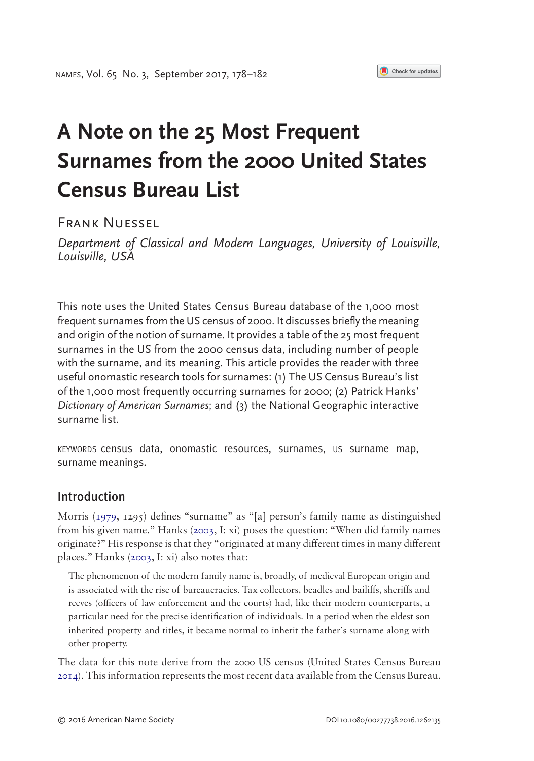# A Note on the 25 Most Frequent Surnames from the 2000 United States Census Bureau List

FRANK NUESSEL

*Department of Classical and Modern Languages, University of Louisville, Louisville, USA*

This note uses the United States Census Bureau database of the 1,000 most frequent surnames from the US census of 2000. It discusses briefly the meaning and origin of the notion of surname. It provides a table of the 25 most frequent surnames in the US from the 2000 census data, including number of people with the surname, and its meaning. This article provides the reader with three useful onomastic research tools for surnames: (1) The US Census Bureau's list of the 1,000 most frequently occurring surnames for 2000; (2) Patrick Hanks' *Dictionary of American Surnames*; and (3) the National Geographic interactive surname list.

KEYWORDS census data, onomastic resources, surnames, US surname map, surname meanings.

## Introduction

Morris (1979, 1295) defines "surname" as "[a] person's family name as distinguished from his given name." Hanks (2003, I: xi) poses the question: "When did family names originate?" His response is that they "originated at many different times in many different places." Hanks (2003, I: xi) also notes that:

> The phenomenon of the modern family name is, broadly, of medieval European origin and is associated with the rise of bureaucracies. Tax collectors, beadles and bailiffs, sheriffs and reeves (officers of law enforcement and the courts) had, like their modern counterparts, a particular need for the precise identification of individuals. In a period when the eldest son inherited property and titles, it became normal to inherit the father's surname along with other property.

The data for this note derive from the 2000 US census (United States Census Bureau 2014). This information represents the most recent data available from the Census Bureau.

© 2016 American Name Society DOI 10.1080/00277738.2016.1262135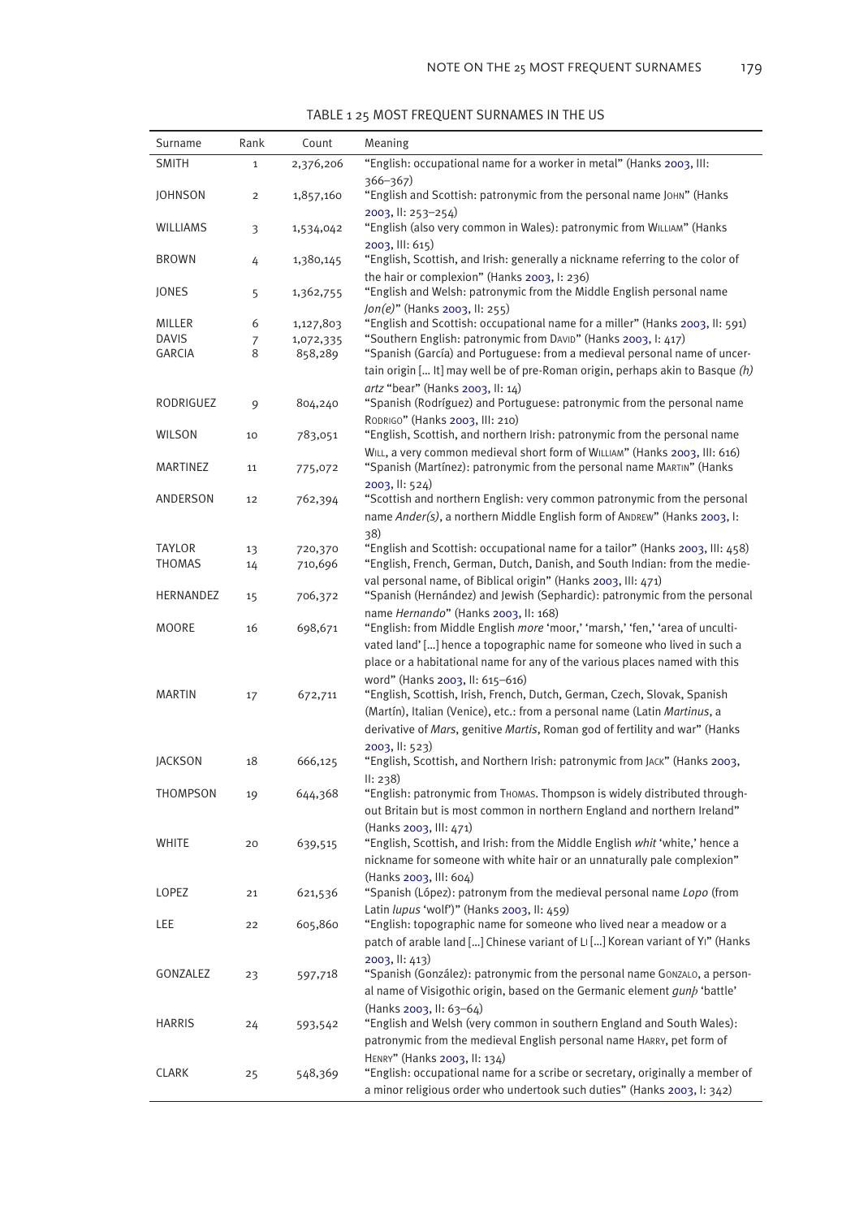TABLE 1 25 MOST FREQUENT SURNAMES IN THE US

| Surname | Rank | Count | Meaning |
|---|---|---|---|
| SMITH | 1 | 2,376,206 | "English: occupational name for a worker in metal" (Hanks 2003, III: 366–367) |
| JOHNSON | 2 | 1,857,160 | "English and Scottish: patronymic from the personal name JOHN" (Hanks 2003, II: 253–254) |
| WILLIAMS | 3 | 1,534,042 | "English (also very common in Wales): patronymic from WILLIAM" (Hanks 2003, III: 615) |
| BROWN | 4 | 1,380,145 | "English, Scottish, and Irish: generally a nickname referring to the color of the hair or complexion" (Hanks 2003, I: 236) |
| JONES | 5 | 1,362,755 | "English and Welsh: patronymic from the Middle English personal name *Jon(e)*" (Hanks 2003, II: 255) |
| MILLER | 6 | 1,127,803 | "English and Scottish: occupational name for a miller" (Hanks 2003, II: 591) |
| DAVIS | 7 | 1,072,335 | "Southern English: patronymic from DAVID" (Hanks 2003, I: 417) |
| GARCIA | 8 | 858,289 | "Spanish (García) and Portuguese: from a medieval personal name of uncertain origin [... It] may well be of pre-Roman origin, perhaps akin to Basque *(h) artz* "bear" (Hanks 2003, II: 14) |
| RODRIGUEZ | 9 | 804,240 | "Spanish (Rodríguez) and Portuguese: patronymic from the personal name RODRIGO" (Hanks 2003, III: 210) |
| WILSON | 10 | 783,051 | "English, Scottish, and northern Irish: patronymic from the personal name WILL, a very common medieval short form of WILLIAM" (Hanks 2003, III: 616) |
| MARTINEZ | 11 | 775,072 | "Spanish (Martínez): patronymic from the personal name MARTIN" (Hanks 2003, II: 524) |
| ANDERSON | 12 | 762,394 | "Scottish and northern English: very common patronymic from the personal name *Ander(s)*, a northern Middle English form of ANDREW" (Hanks 2003, I: 38) |
| TAYLOR | 13 | 720,370 | "English and Scottish: occupational name for a tailor" (Hanks 2003, III: 458) |
| THOMAS | 14 | 710,696 | "English, French, German, Dutch, Danish, and South Indian: from the medieval personal name, of Biblical origin" (Hanks 2003, III: 471) |
| HERNANDEZ | 15 | 706,372 | "Spanish (Hernández) and Jewish (Sephardic): patronymic from the personal name *Hernando*" (Hanks 2003, II: 168) |
| MOORE | 16 | 698,671 | "English: from Middle English *more* 'moor,' 'marsh,' 'fen,' 'area of uncultivated land' [...] hence a topographic name for someone who lived in such a place or a habitational name for any of the various places named with this word" (Hanks 2003, II: 615–616) |
| MARTIN | 17 | 672,711 | "English, Scottish, Irish, French, Dutch, German, Czech, Slovak, Spanish (Martín), Italian (Venice), etc.: from a personal name (Latin *Martinus*, a derivative of *Mars*, genitive *Martis*, Roman god of fertility and war" (Hanks 2003, II: 523) |
| JACKSON | 18 | 666,125 | "English, Scottish, and Northern Irish: patronymic from JACK" (Hanks 2003, II: 238) |
| THOMPSON | 19 | 644,368 | "English: patronymic from THOMAS. Thompson is widely distributed throughout Britain but is most common in northern England and northern Ireland" (Hanks 2003, III: 471) |
| WHITE | 20 | 639,515 | "English, Scottish, and Irish: from the Middle English *whit* 'white,' hence a nickname for someone with white hair or an unnaturally pale complexion" (Hanks 2003, III: 604) |
| LOPEZ | 21 | 621,536 | "Spanish (López): patronym from the medieval personal name *Lopo* (from Latin *lupus* 'wolf')" (Hanks 2003, II: 459) |
| LEE | 22 | 605,860 | "English: topographic name for someone who lived near a meadow or a patch of arable land [...] Chinese variant of LI [...] Korean variant of YI" (Hanks 2003, II: 413) |
| GONZALEZ | 23 | 597,718 | "Spanish (González): patronymic from the personal name GONZALO, a personal name of Visigothic origin, based on the Germanic element *gunþ* 'battle' (Hanks 2003, II: 63–64) |
| HARRIS | 24 | 593,542 | "English and Welsh (very common in southern England and South Wales): patronymic from the medieval English personal name HARRY, pet form of HENRY" (Hanks 2003, II: 134) |
| CLARK | 25 | 548,369 | "English: occupational name for a scribe or secretary, originally a member of a minor religious order who undertook such duties" (Hanks 2003, I: 342) |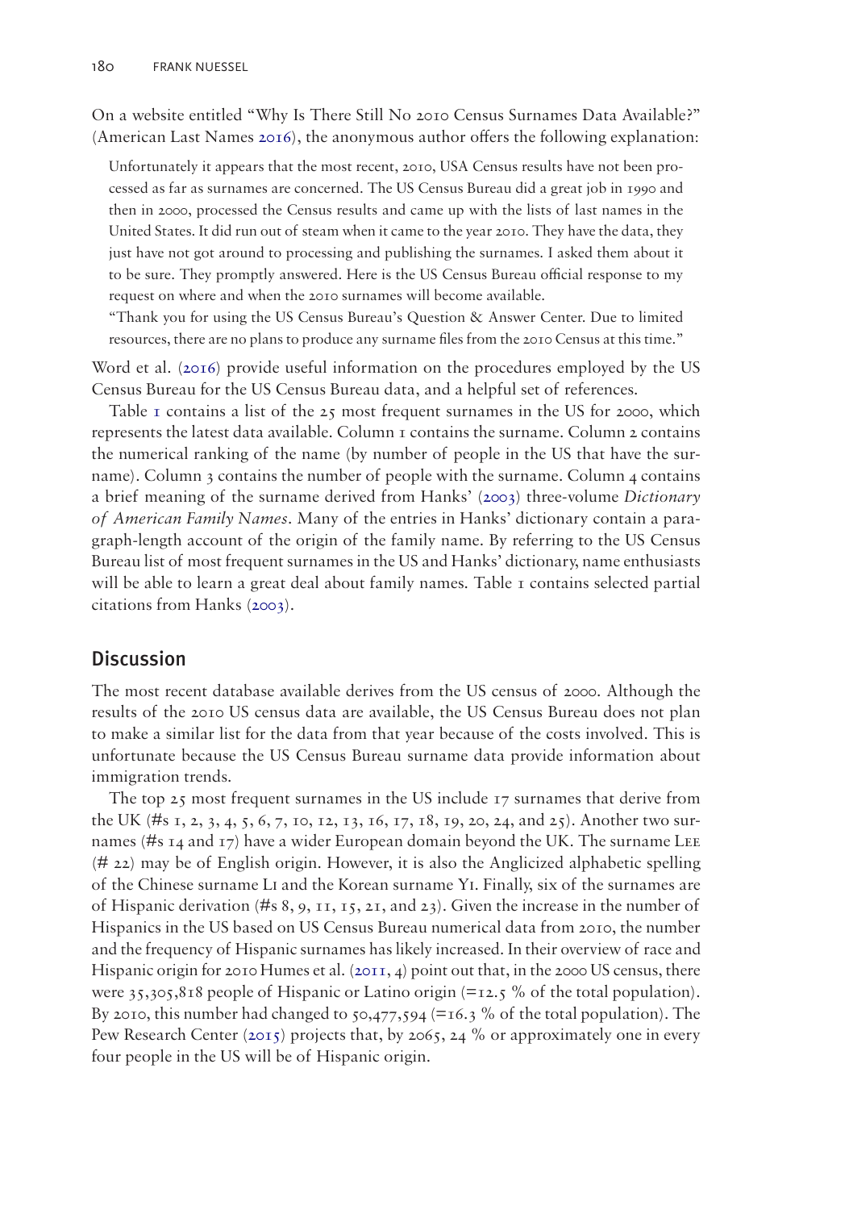On a website entitled "Why Is There Still No 2010 Census Surnames Data Available?" (American Last Names 2016), the anonymous author offers the following explanation:

> Unfortunately it appears that the most recent, 2010, USA Census results have not been processed as far as surnames are concerned. The US Census Bureau did a great job in 1990 and then in 2000, processed the Census results and came up with the lists of last names in the United States. It did run out of steam when it came to the year 2010. They have the data, they just have not got around to processing and publishing the surnames. I asked them about it to be sure. They promptly answered. Here is the US Census Bureau official response to my request on where and when the 2010 surnames will become available.
>
> "Thank you for using the US Census Bureau's Question & Answer Center. Due to limited resources, there are no plans to produce any surname files from the 2010 Census at this time."

Word et al. (2016) provide useful information on the procedures employed by the US Census Bureau for the US Census Bureau data, and a helpful set of references.

Table 1 contains a list of the 25 most frequent surnames in the US for 2000, which represents the latest data available. Column 1 contains the surname. Column 2 contains the numerical ranking of the name (by number of people in the US that have the surname). Column 3 contains the number of people with the surname. Column 4 contains a brief meaning of the surname derived from Hanks' (2003) three-volume *Dictionary of American Family Names*. Many of the entries in Hanks' dictionary contain a paragraph-length account of the origin of the family name. By referring to the US Census Bureau list of most frequent surnames in the US and Hanks' dictionary, name enthusiasts will be able to learn a great deal about family names. Table 1 contains selected partial citations from Hanks (2003).

## Discussion

The most recent database available derives from the US census of 2000. Although the results of the 2010 US census data are available, the US Census Bureau does not plan to make a similar list for the data from that year because of the costs involved. This is unfortunate because the US Census Bureau surname data provide information about immigration trends.

The top 25 most frequent surnames in the US include 17 surnames that derive from the UK (#s 1, 2, 3, 4, 5, 6, 7, 10, 12, 13, 16, 17, 18, 19, 20, 24, and 25). Another two surnames (#s 14 and 17) have a wider European domain beyond the UK. The surname Lee (# 22) may be of English origin. However, it is also the Anglicized alphabetic spelling of the Chinese surname Li and the Korean surname Yi. Finally, six of the surnames are of Hispanic derivation (#s 8, 9, 11, 15, 21, and 23). Given the increase in the number of Hispanics in the US based on US Census Bureau numerical data from 2010, the number and the frequency of Hispanic surnames has likely increased. In their overview of race and Hispanic origin for 2010 Humes et al. (2011, 4) point out that, in the 2000 US census, there were 35,305,818 people of Hispanic or Latino origin (=12.5 % of the total population). By 2010, this number had changed to 50,477,594 (=16.3 % of the total population). The Pew Research Center (2015) projects that, by 2065, 24 % or approximately one in every four people in the US will be of Hispanic origin.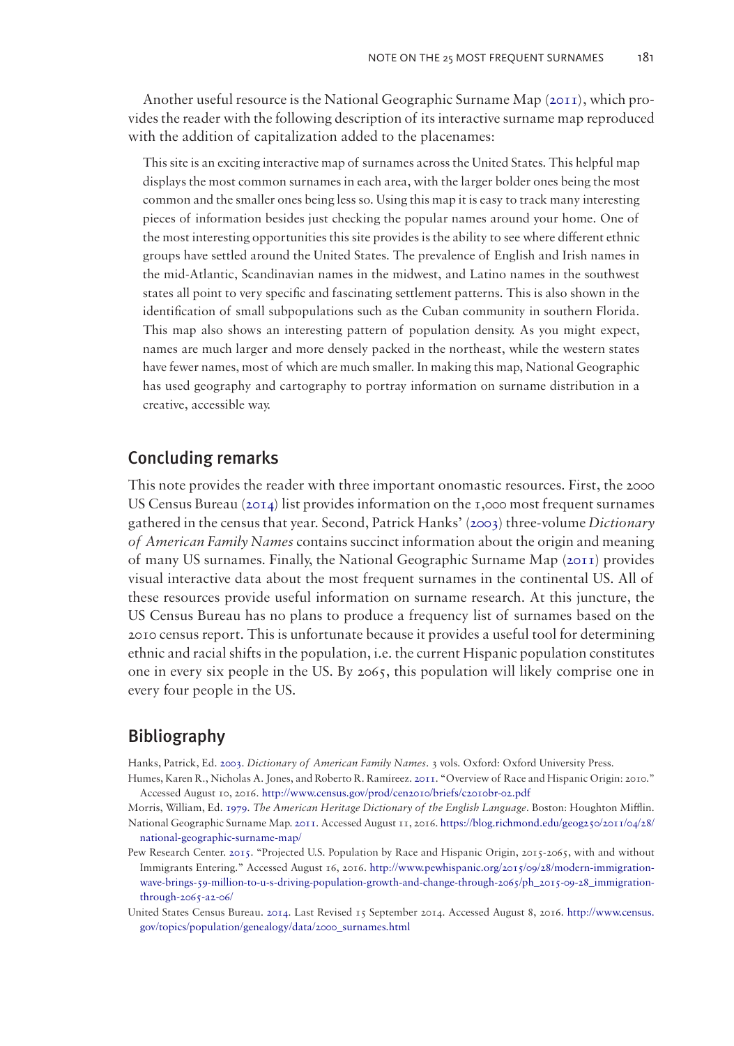Another useful resource is the National Geographic Surname Map (2011), which provides the reader with the following description of its interactive surname map reproduced with the addition of capitalization added to the placenames:

> This site is an exciting interactive map of surnames across the United States. This helpful map displays the most common surnames in each area, with the larger bolder ones being the most common and the smaller ones being less so. Using this map it is easy to track many interesting pieces of information besides just checking the popular names around your home. One of the most interesting opportunities this site provides is the ability to see where different ethnic groups have settled around the United States. The prevalence of English and Irish names in the mid-Atlantic, Scandinavian names in the midwest, and Latino names in the southwest states all point to very specific and fascinating settlement patterns. This is also shown in the identification of small subpopulations such as the Cuban community in southern Florida. This map also shows an interesting pattern of population density. As you might expect, names are much larger and more densely packed in the northeast, while the western states have fewer names, most of which are much smaller. In making this map, National Geographic has used geography and cartography to portray information on surname distribution in a creative, accessible way.

## Concluding remarks

This note provides the reader with three important onomastic resources. First, the 2000 US Census Bureau (2014) list provides information on the 1,000 most frequent surnames gathered in the census that year. Second, Patrick Hanks' (2003) three-volume *Dictionary of American Family Names* contains succinct information about the origin and meaning of many US surnames. Finally, the National Geographic Surname Map (2011) provides visual interactive data about the most frequent surnames in the continental US. All of these resources provide useful information on surname research. At this juncture, the US Census Bureau has no plans to produce a frequency list of surnames based on the 2010 census report. This is unfortunate because it provides a useful tool for determining ethnic and racial shifts in the population, i.e. the current Hispanic population constitutes one in every six people in the US. By 2065, this population will likely comprise one in every four people in the US.

## Bibliography

Hanks, Patrick, Ed. 2003. *Dictionary of American Family Names*. 3 vols. Oxford: Oxford University Press.

Humes, Karen R., Nicholas A. Jones, and Roberto R. Ramíreez. 2011. "Overview of Race and Hispanic Origin: 2010." Accessed August 10, 2016. http://www.census.gov/prod/cen2010/briefs/c2010br-02.pdf

Morris, William, Ed. 1979. *The American Heritage Dictionary of the English Language*. Boston: Houghton Mifflin.

National Geographic Surname Map. 2011. Accessed August 11, 2016. https://blog.richmond.edu/geog250/2011/04/28/national-geographic-surname-map/

Pew Research Center. 2015. "Projected U.S. Population by Race and Hispanic Origin, 2015-2065, with and without Immigrants Entering." Accessed August 16, 2016. http://www.pewhispanic.org/2015/09/28/modern-immigration-wave-brings-59-million-to-u-s-driving-population-growth-and-change-through-2065/ph_2015-09-28_immigration-through-2065-a2-06/

United States Census Bureau. 2014. Last Revised 15 September 2014. Accessed August 8, 2016. http://www.census.gov/topics/population/genealogy/data/2000_surnames.html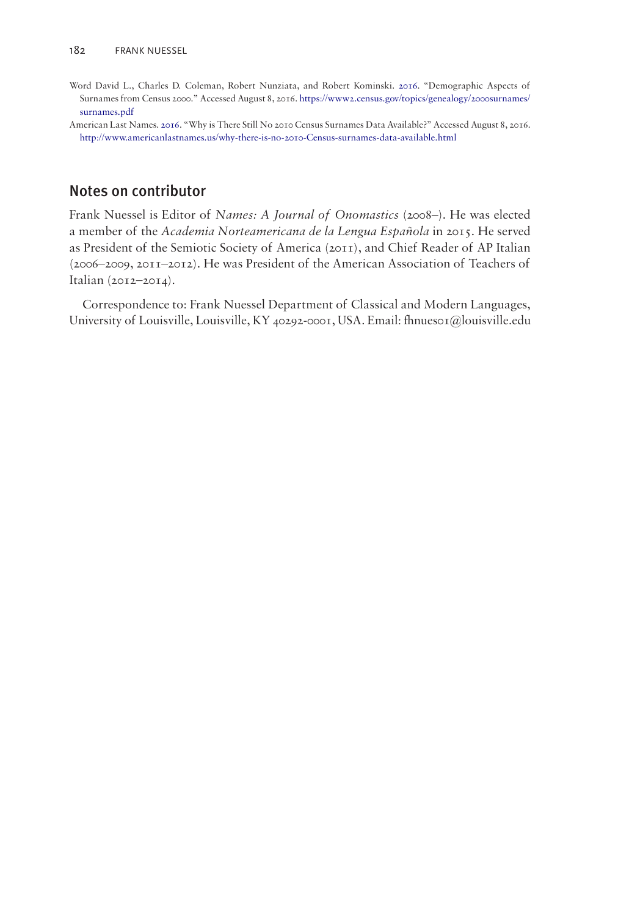Word David L., Charles D. Coleman, Robert Nunziata, and Robert Kominski. 2016. "Demographic Aspects of Surnames from Census 2000." Accessed August 8, 2016. https://www2.census.gov/topics/genealogy/2000surnames/surnames.pdf

American Last Names. 2016. "Why is There Still No 2010 Census Surnames Data Available?" Accessed August 8, 2016. http://www.americanlastnames.us/why-there-is-no-2010-Census-surnames-data-available.html

## Notes on contributor

Frank Nuessel is Editor of *Names: A Journal of Onomastics* (2008–). He was elected a member of the *Academia Norteamericana de la Lengua Española* in 2015. He served as President of the Semiotic Society of America (2011), and Chief Reader of AP Italian (2006–2009, 2011–2012). He was President of the American Association of Teachers of Italian (2012–2014).

Correspondence to: Frank Nuessel Department of Classical and Modern Languages, University of Louisville, Louisville, KY 40292-0001, USA. Email: fhnues01@louisville.edu